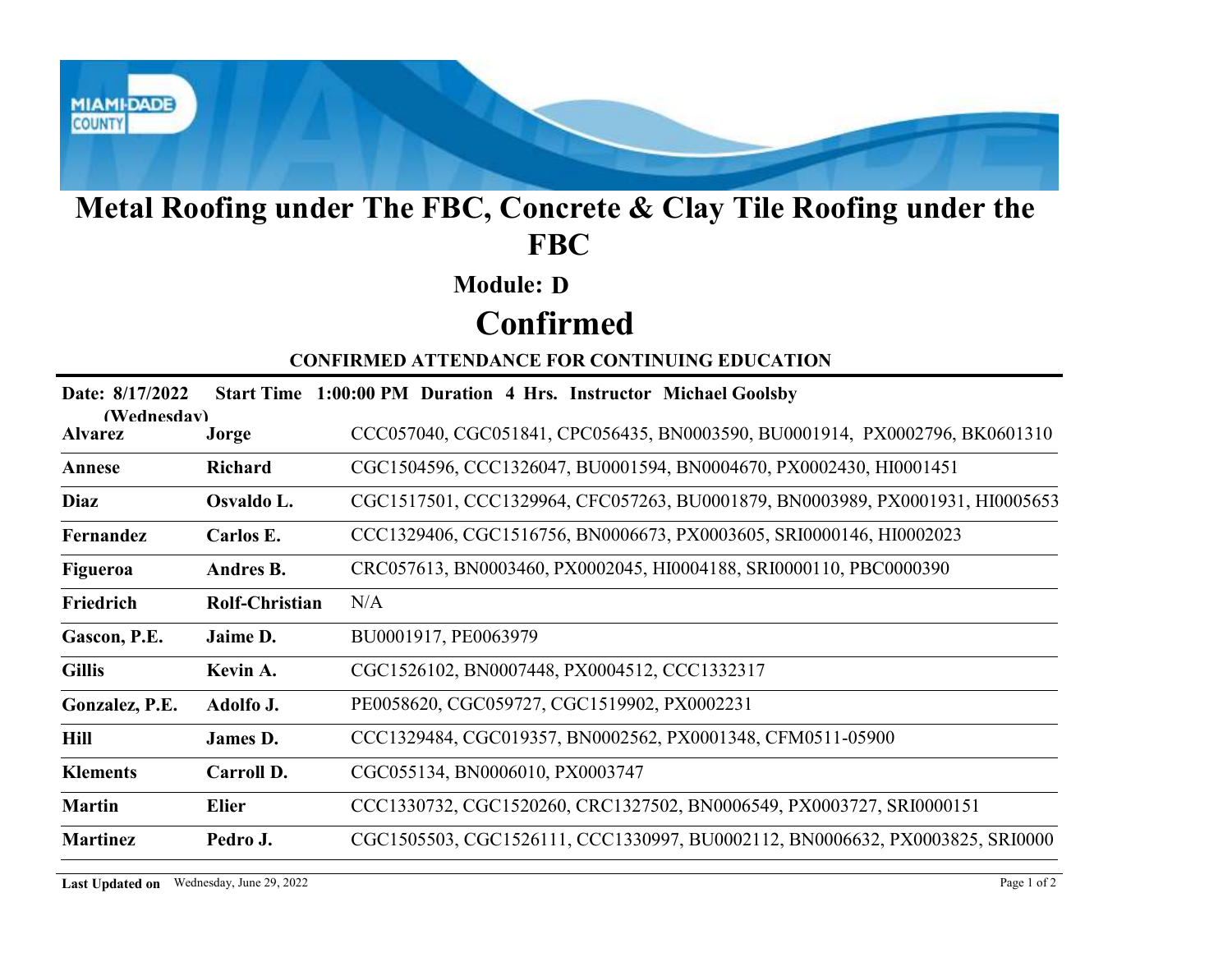# Metal Roofing under The FBC, Concrete & Clay Tile Roofing under the FBC

## Module: D

# Confirmed

### CONFIRMED ATTENDANCE FOR CONTINUING EDUCATION

**Date: 8/17/2022 (Wednesday)** **Start Time 1:00:00 PM** **Duration 4 Hrs.** **Instructor Michael Goolsby**

| Last Name | First Name | Licenses |
|---|---|---|
| **Alvarez** | **Jorge** | CCC057040, CGC051841, CPC056435, BN0003590, BU0001914, PX0002796, BK0601310 |
| **Annese** | **Richard** | CGC1504596, CCC1326047, BU0001594, BN0004670, PX0002430, HI0001451 |
| **Diaz** | **Osvaldo L.** | CGC1517501, CCC1329964, CFC057263, BU0001879, BN0003989, PX0001931, HI0005653 |
| **Fernandez** | **Carlos E.** | CCC1329406, CGC1516756, BN0006673, PX0003605, SRI0000146, HI0002023 |
| **Figueroa** | **Andres B.** | CRC057613, BN0003460, PX0002045, HI0004188, SRI0000110, PBC0000390 |
| **Friedrich** | **Rolf-Christian** | N/A |
| **Gascon, P.E.** | **Jaime D.** | BU0001917, PE0063979 |
| **Gillis** | **Kevin A.** | CGC1526102, BN0007448, PX0004512, CCC1332317 |
| **Gonzalez, P.E.** | **Adolfo J.** | PE0058620, CGC059727, CGC1519902, PX0002231 |
| **Hill** | **James D.** | CCC1329484, CGC019357, BN0002562, PX0001348, CFM0511-05900 |
| **Klements** | **Carroll D.** | CGC055134, BN0006010, PX0003747 |
| **Martin** | **Elier** | CCC1330732, CGC1520260, CRC1327502, BN0006549, PX0003727, SRI0000151 |
| **Martinez** | **Pedro J.** | CGC1505503, CGC1526111, CCC1330997, BU0002112, BN0006632, PX0003825, SRI0000 |

**Last Updated on** Wednesday, June 29, 2022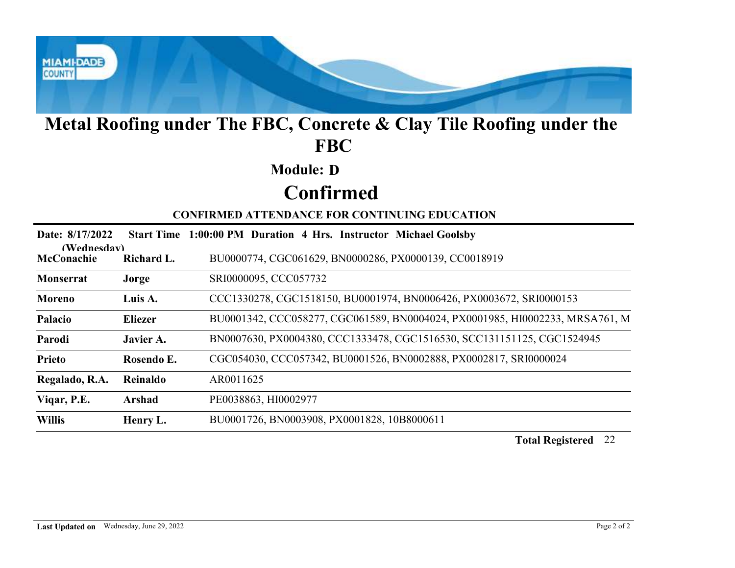# Metal Roofing under The FBC, Concrete & Clay Tile Roofing under the FBC

## Module: D

## Confirmed

### CONFIRMED ATTENDANCE FOR CONTINUING EDUCATION

**Date:** 8/17/2022 (Wednesday) **Start Time** 1:00:00 PM **Duration** 4 Hrs. **Instructor** Michael Goolsby

| | | |
|---|---|---|
| **McConachie** | **Richard L.** | BU0000774, CGC061629, BN0000286, PX0000139, CC0018919 |
| **Monserrat** | **Jorge** | SRI0000095, CCC057732 |
| **Moreno** | **Luis A.** | CCC1330278, CGC1518150, BU0001974, BN0006426, PX0003672, SRI0000153 |
| **Palacio** | **Eliezer** | BU0001342, CCC058277, CGC061589, BN0004024, PX0001985, HI0002233, MRSA761, M |
| **Parodi** | **Javier A.** | BN0007630, PX0004380, CCC1333478, CGC1516530, SCC131151125, CGC1524945 |
| **Prieto** | **Rosendo E.** | CGC054030, CCC057342, BU0001526, BN0002888, PX0002817, SRI0000024 |
| **Regalado, R.A.** | **Reinaldo** | AR0011625 |
| **Viqar, P.E.** | **Arshad** | PE0038863, HI0002977 |
| **Willis** | **Henry L.** | BU0001726, BN0003908, PX0001828, 10B8000611 |

**Total Registered** 22

**Last Updated on** Wednesday, June 29, 2022